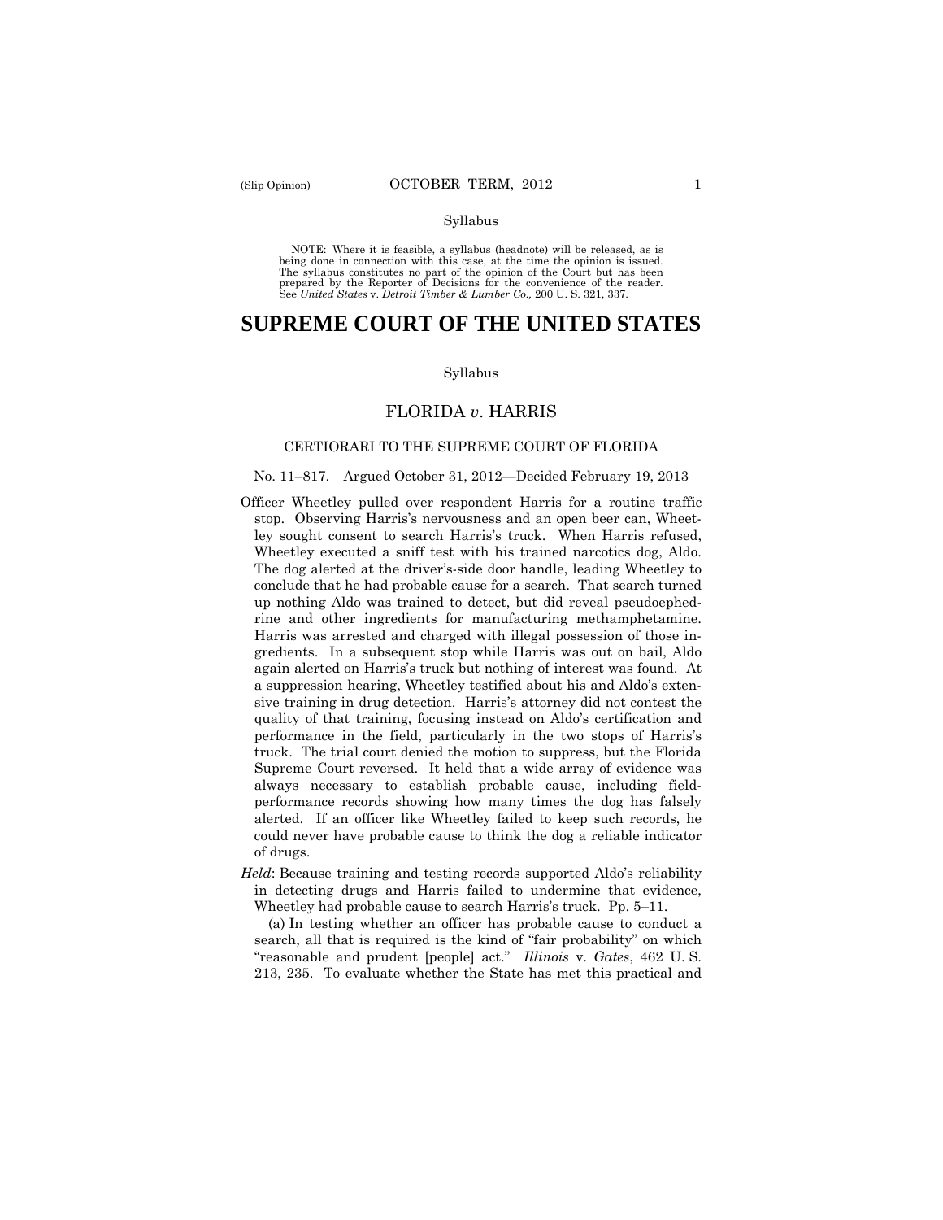Syllabus

NOTE: Where it is feasible, a syllabus (headnote) will be released, as is being done in connection with this case, at the time the opinion is issued. The syllabus constitutes no part of the opinion of the Court but has been prepared by the Reporter of Decisions for the convenience of the reader. See *United States* v. *Detroit Timber & Lumber Co.,* 200 U. S. 321, 337.

# SUPREME COURT OF THE UNITED STATES

Syllabus

## FLORIDA *v*. HARRIS

### CERTIORARI TO THE SUPREME COURT OF FLORIDA

No. 11–817. Argued October 31, 2012—Decided February 19, 2013

Officer Wheetley pulled over respondent Harris for a routine traffic stop. Observing Harris's nervousness and an open beer can, Wheetley sought consent to search Harris's truck. When Harris refused, Wheetley executed a sniff test with his trained narcotics dog, Aldo. The dog alerted at the driver's-side door handle, leading Wheetley to conclude that he had probable cause for a search. That search turned up nothing Aldo was trained to detect, but did reveal pseudoephedrine and other ingredients for manufacturing methamphetamine. Harris was arrested and charged with illegal possession of those ingredients. In a subsequent stop while Harris was out on bail, Aldo again alerted on Harris's truck but nothing of interest was found. At a suppression hearing, Wheetley testified about his and Aldo's extensive training in drug detection. Harris's attorney did not contest the quality of that training, focusing instead on Aldo's certification and performance in the field, particularly in the two stops of Harris's truck. The trial court denied the motion to suppress, but the Florida Supreme Court reversed. It held that a wide array of evidence was always necessary to establish probable cause, including field-performance records showing how many times the dog has falsely alerted. If an officer like Wheetley failed to keep such records, he could never have probable cause to think the dog a reliable indicator of drugs.

*Held*: Because training and testing records supported Aldo's reliability in detecting drugs and Harris failed to undermine that evidence, Wheetley had probable cause to search Harris's truck. Pp. 5–11.

(a) In testing whether an officer has probable cause to conduct a search, all that is required is the kind of "fair probability" on which "reasonable and prudent [people] act." *Illinois* v. *Gates*, 462 U. S. 213, 235. To evaluate whether the State has met this practical and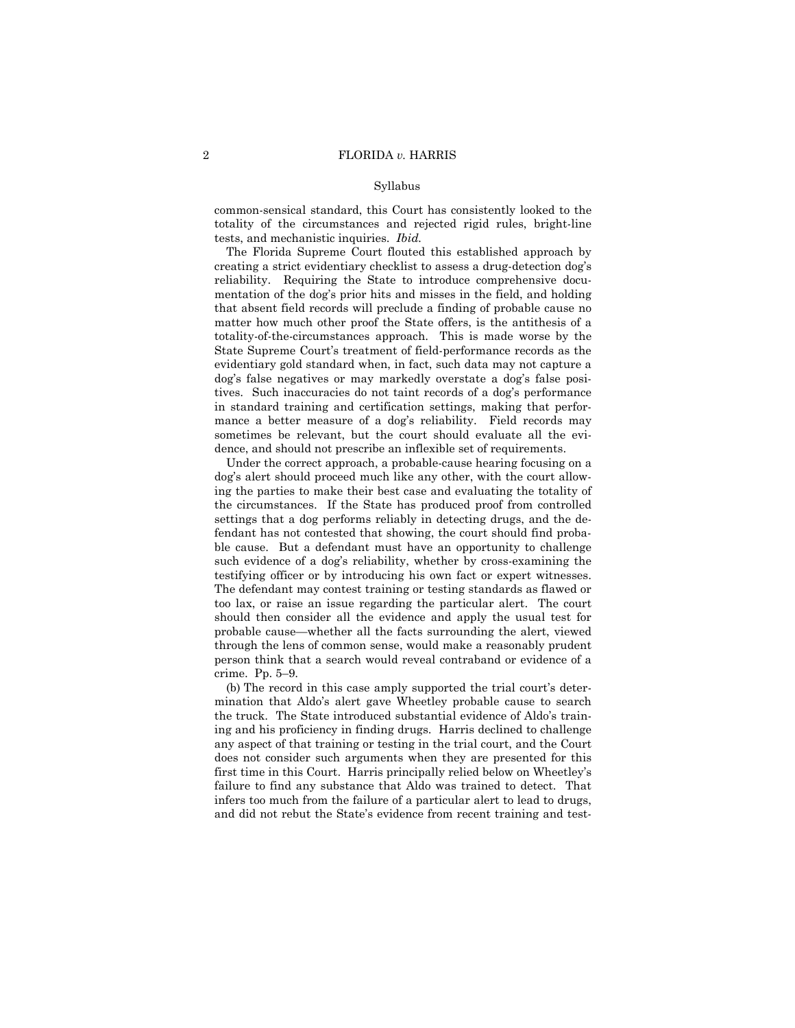Syllabus

common-sensical standard, this Court has consistently looked to the totality of the circumstances and rejected rigid rules, bright-line tests, and mechanistic inquiries. *Ibid.*

The Florida Supreme Court flouted this established approach by creating a strict evidentiary checklist to assess a drug-detection dog's reliability. Requiring the State to introduce comprehensive documentation of the dog's prior hits and misses in the field, and holding that absent field records will preclude a finding of probable cause no matter how much other proof the State offers, is the antithesis of a totality-of-the-circumstances approach. This is made worse by the State Supreme Court's treatment of field-performance records as the evidentiary gold standard when, in fact, such data may not capture a dog's false negatives or may markedly overstate a dog's false positives. Such inaccuracies do not taint records of a dog's performance in standard training and certification settings, making that performance a better measure of a dog's reliability. Field records may sometimes be relevant, but the court should evaluate all the evidence, and should not prescribe an inflexible set of requirements.

Under the correct approach, a probable-cause hearing focusing on a dog's alert should proceed much like any other, with the court allowing the parties to make their best case and evaluating the totality of the circumstances. If the State has produced proof from controlled settings that a dog performs reliably in detecting drugs, and the defendant has not contested that showing, the court should find probable cause. But a defendant must have an opportunity to challenge such evidence of a dog's reliability, whether by cross-examining the testifying officer or by introducing his own fact or expert witnesses. The defendant may contest training or testing standards as flawed or too lax, or raise an issue regarding the particular alert. The court should then consider all the evidence and apply the usual test for probable cause—whether all the facts surrounding the alert, viewed through the lens of common sense, would make a reasonably prudent person think that a search would reveal contraband or evidence of a crime. Pp. 5–9.

(b) The record in this case amply supported the trial court's determination that Aldo's alert gave Wheetley probable cause to search the truck. The State introduced substantial evidence of Aldo's training and his proficiency in finding drugs. Harris declined to challenge any aspect of that training or testing in the trial court, and the Court does not consider such arguments when they are presented for this first time in this Court. Harris principally relied below on Wheetley's failure to find any substance that Aldo was trained to detect. That infers too much from the failure of a particular alert to lead to drugs, and did not rebut the State's evidence from recent training and test-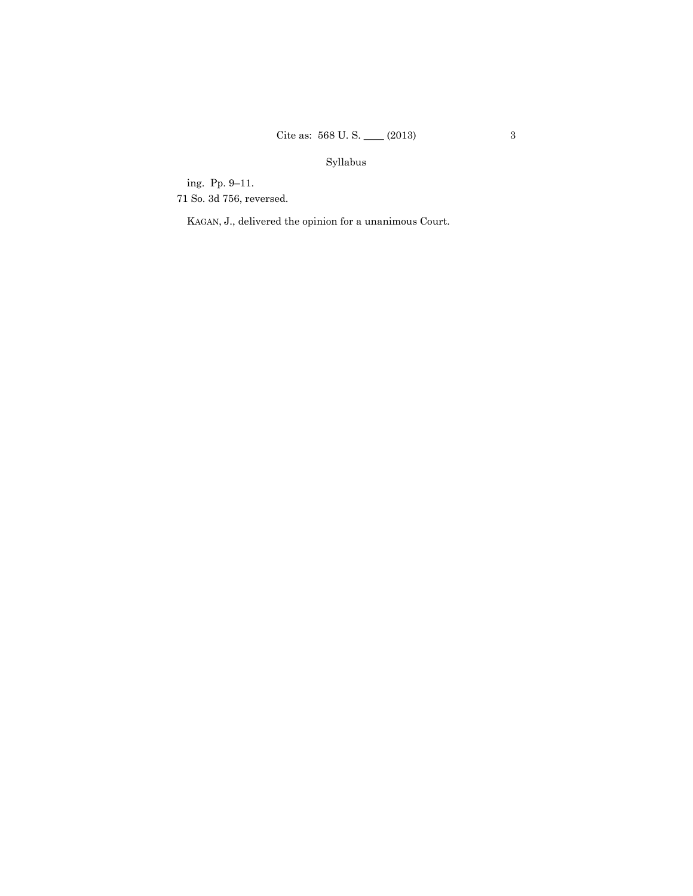ing. Pp. 9–11.

71 So. 3d 756, reversed.

KAGAN, J., delivered the opinion for a unanimous Court.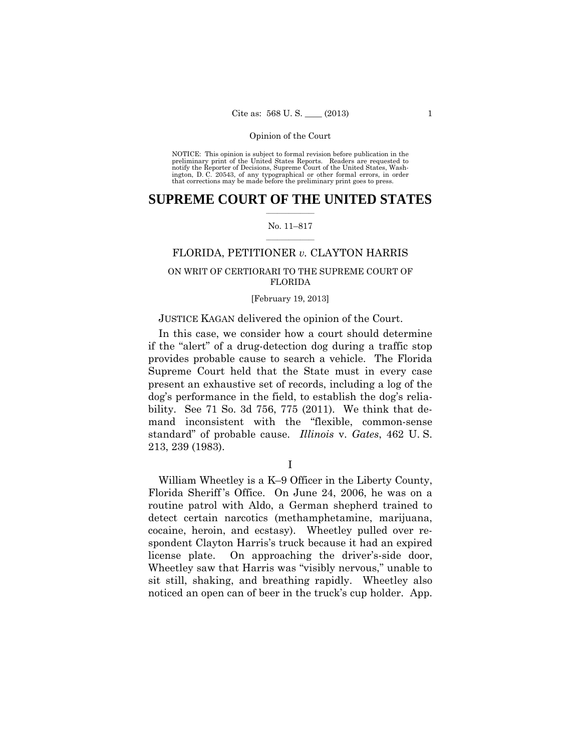NOTICE: This opinion is subject to formal revision before publication in the preliminary print of the United States Reports. Readers are requested to notify the Reporter of Decisions, Supreme Court of the United States, Washington, D. C. 20543, of any typographical or other formal errors, in order that corrections may be made before the preliminary print goes to press.

# SUPREME COURT OF THE UNITED STATES

No. 11–817

FLORIDA, PETITIONER *v.* CLAYTON HARRIS

ON WRIT OF CERTIORARI TO THE SUPREME COURT OF FLORIDA

[February 19, 2013]

JUSTICE KAGAN delivered the opinion of the Court.

In this case, we consider how a court should determine if the "alert" of a drug-detection dog during a traffic stop provides probable cause to search a vehicle. The Florida Supreme Court held that the State must in every case present an exhaustive set of records, including a log of the dog's performance in the field, to establish the dog's reliability. See 71 So. 3d 756, 775 (2011). We think that demand inconsistent with the "flexible, common-sense standard" of probable cause. *Illinois* v. *Gates*, 462 U. S. 213, 239 (1983).

I

William Wheetley is a K–9 Officer in the Liberty County, Florida Sheriff's Office. On June 24, 2006, he was on a routine patrol with Aldo, a German shepherd trained to detect certain narcotics (methamphetamine, marijuana, cocaine, heroin, and ecstasy). Wheetley pulled over respondent Clayton Harris's truck because it had an expired license plate. On approaching the driver's-side door, Wheetley saw that Harris was "visibly nervous," unable to sit still, shaking, and breathing rapidly. Wheetley also noticed an open can of beer in the truck's cup holder. App.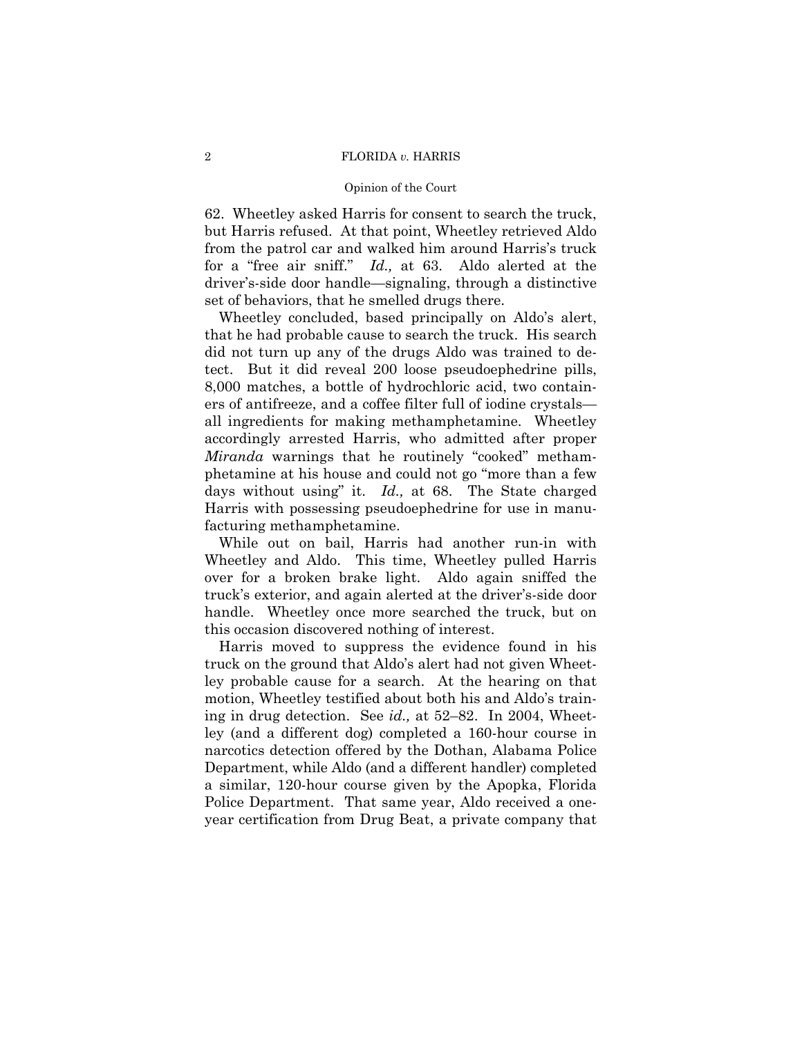62. Wheetley asked Harris for consent to search the truck, but Harris refused. At that point, Wheetley retrieved Aldo from the patrol car and walked him around Harris's truck for a "free air sniff." *Id.,* at 63. Aldo alerted at the driver's-side door handle—signaling, through a distinctive set of behaviors, that he smelled drugs there.

Wheetley concluded, based principally on Aldo's alert, that he had probable cause to search the truck. His search did not turn up any of the drugs Aldo was trained to detect. But it did reveal 200 loose pseudoephedrine pills, 8,000 matches, a bottle of hydrochloric acid, two containers of antifreeze, and a coffee filter full of iodine crystals—all ingredients for making methamphetamine. Wheetley accordingly arrested Harris, who admitted after proper *Miranda* warnings that he routinely "cooked" methamphetamine at his house and could not go "more than a few days without using" it. *Id.,* at 68. The State charged Harris with possessing pseudoephedrine for use in manufacturing methamphetamine.

While out on bail, Harris had another run-in with Wheetley and Aldo. This time, Wheetley pulled Harris over for a broken brake light. Aldo again sniffed the truck's exterior, and again alerted at the driver's-side door handle. Wheetley once more searched the truck, but on this occasion discovered nothing of interest.

Harris moved to suppress the evidence found in his truck on the ground that Aldo's alert had not given Wheetley probable cause for a search. At the hearing on that motion, Wheetley testified about both his and Aldo's training in drug detection. See *id.,* at 52–82. In 2004, Wheetley (and a different dog) completed a 160-hour course in narcotics detection offered by the Dothan, Alabama Police Department, while Aldo (and a different handler) completed a similar, 120-hour course given by the Apopka, Florida Police Department. That same year, Aldo received a one-year certification from Drug Beat, a private company that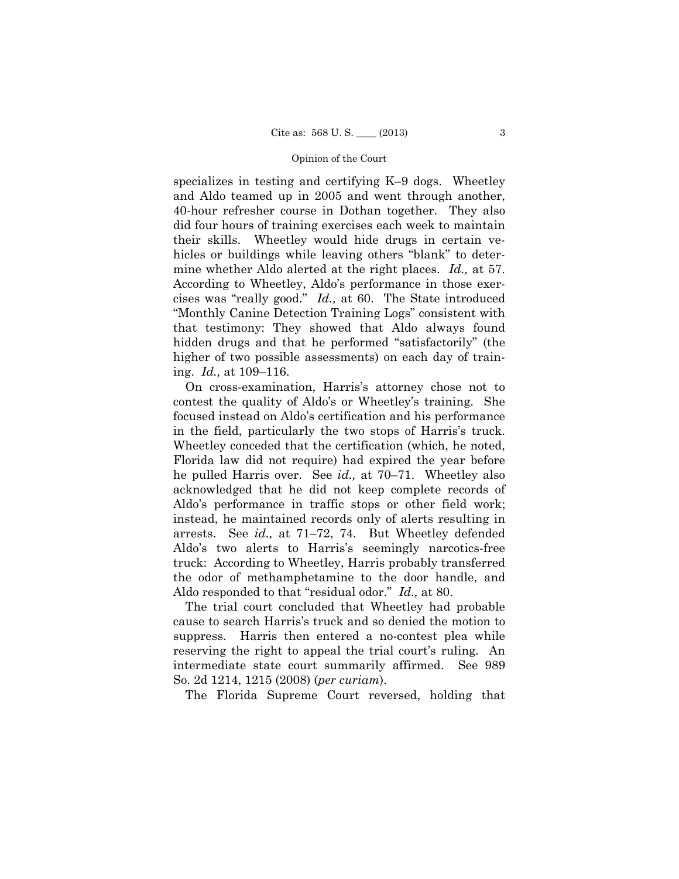specializes in testing and certifying K–9 dogs. Wheetley and Aldo teamed up in 2005 and went through another, 40-hour refresher course in Dothan together. They also did four hours of training exercises each week to maintain their skills. Wheetley would hide drugs in certain vehicles or buildings while leaving others "blank" to determine whether Aldo alerted at the right places. *Id.,* at 57. According to Wheetley, Aldo's performance in those exercises was "really good." *Id.,* at 60. The State introduced "Monthly Canine Detection Training Logs" consistent with that testimony: They showed that Aldo always found hidden drugs and that he performed "satisfactorily" (the higher of two possible assessments) on each day of training. *Id.,* at 109–116.

On cross-examination, Harris's attorney chose not to contest the quality of Aldo's or Wheetley's training. She focused instead on Aldo's certification and his performance in the field, particularly the two stops of Harris's truck. Wheetley conceded that the certification (which, he noted, Florida law did not require) had expired the year before he pulled Harris over. See *id.,* at 70–71. Wheetley also acknowledged that he did not keep complete records of Aldo's performance in traffic stops or other field work; instead, he maintained records only of alerts resulting in arrests. See *id.,* at 71–72, 74. But Wheetley defended Aldo's two alerts to Harris's seemingly narcotics-free truck: According to Wheetley, Harris probably transferred the odor of methamphetamine to the door handle, and Aldo responded to that "residual odor." *Id.,* at 80.

The trial court concluded that Wheetley had probable cause to search Harris's truck and so denied the motion to suppress. Harris then entered a no-contest plea while reserving the right to appeal the trial court's ruling. An intermediate state court summarily affirmed. See 989 So. 2d 1214, 1215 (2008) (*per curiam*).

The Florida Supreme Court reversed, holding that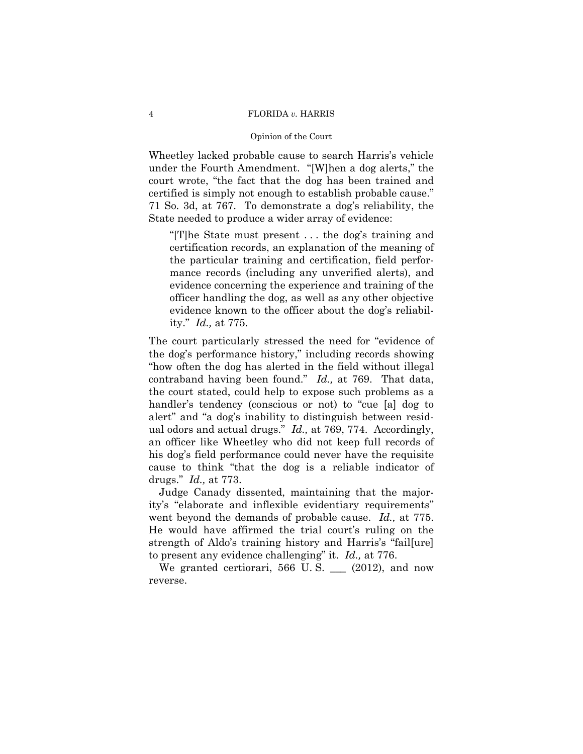Wheetley lacked probable cause to search Harris's vehicle under the Fourth Amendment. "[W]hen a dog alerts," the court wrote, "the fact that the dog has been trained and certified is simply not enough to establish probable cause." 71 So. 3d, at 767. To demonstrate a dog's reliability, the State needed to produce a wider array of evidence:

> "[T]he State must present . . . the dog's training and certification records, an explanation of the meaning of the particular training and certification, field performance records (including any unverified alerts), and evidence concerning the experience and training of the officer handling the dog, as well as any other objective evidence known to the officer about the dog's reliability." *Id.,* at 775.

The court particularly stressed the need for "evidence of the dog's performance history," including records showing "how often the dog has alerted in the field without illegal contraband having been found." *Id.,* at 769. That data, the court stated, could help to expose such problems as a handler's tendency (conscious or not) to "cue [a] dog to alert" and "a dog's inability to distinguish between residual odors and actual drugs." *Id.,* at 769, 774. Accordingly, an officer like Wheetley who did not keep full records of his dog's field performance could never have the requisite cause to think "that the dog is a reliable indicator of drugs." *Id.,* at 773.

Judge Canady dissented, maintaining that the majority's "elaborate and inflexible evidentiary requirements" went beyond the demands of probable cause. *Id.,* at 775. He would have affirmed the trial court's ruling on the strength of Aldo's training history and Harris's "fail[ure] to present any evidence challenging" it. *Id.,* at 776.

We granted certiorari, 566 U. S. ___ (2012), and now reverse.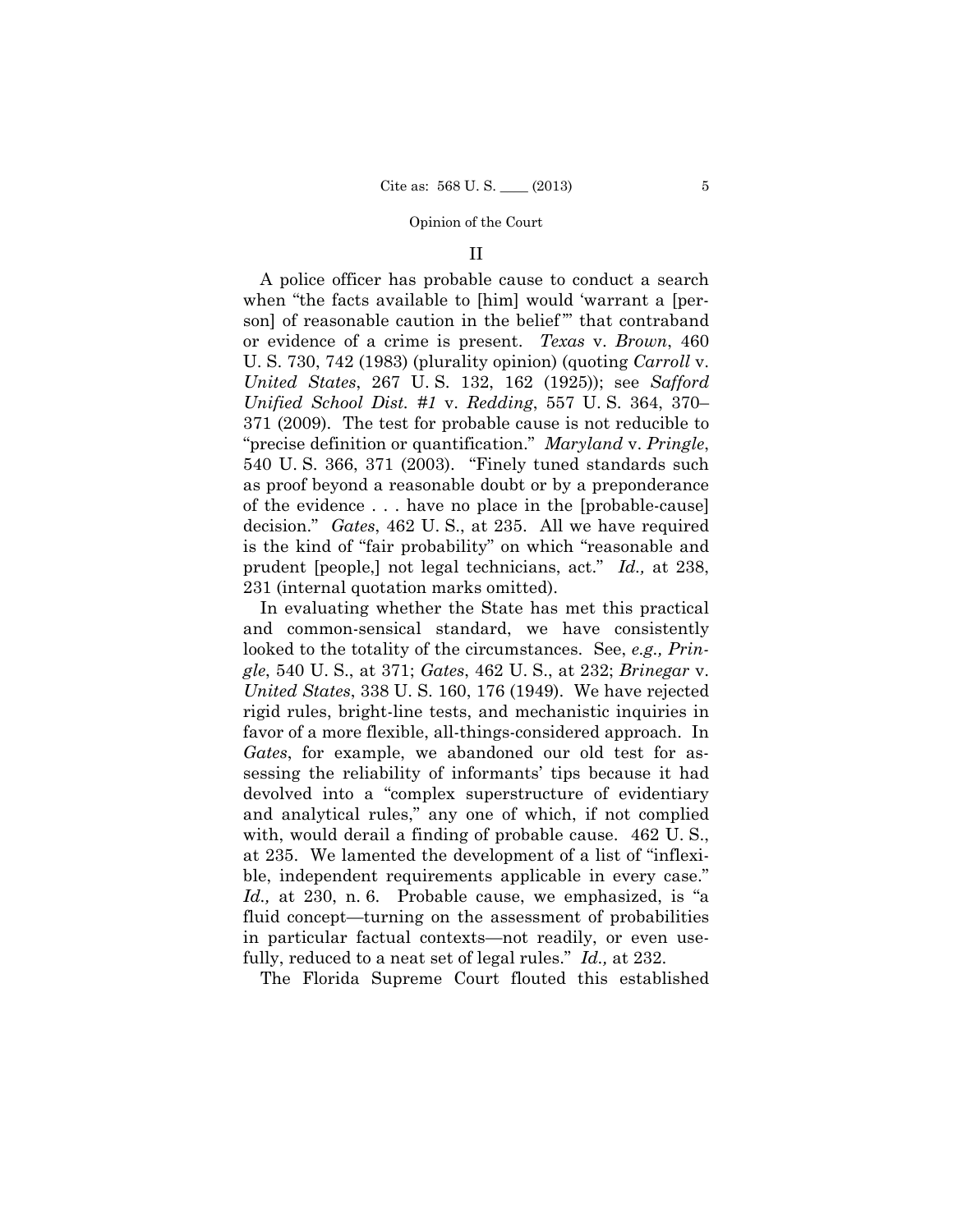## II

A police officer has probable cause to conduct a search when "the facts available to [him] would 'warrant a [person] of reasonable caution in the belief'" that contraband or evidence of a crime is present. *Texas* v. *Brown*, 460 U. S. 730, 742 (1983) (plurality opinion) (quoting *Carroll* v. *United States*, 267 U. S. 132, 162 (1925)); see *Safford Unified School Dist. #1* v. *Redding*, 557 U. S. 364, 370–371 (2009). The test for probable cause is not reducible to "precise definition or quantification." *Maryland* v. *Pringle*, 540 U. S. 366, 371 (2003). "Finely tuned standards such as proof beyond a reasonable doubt or by a preponderance of the evidence . . . have no place in the [probable-cause] decision." *Gates*, 462 U. S., at 235. All we have required is the kind of "fair probability" on which "reasonable and prudent [people,] not legal technicians, act." *Id.,* at 238, 231 (internal quotation marks omitted).

In evaluating whether the State has met this practical and common-sensical standard, we have consistently looked to the totality of the circumstances. See, *e.g., Pringle*, 540 U. S., at 371; *Gates*, 462 U. S., at 232; *Brinegar* v. *United States*, 338 U. S. 160, 176 (1949). We have rejected rigid rules, bright-line tests, and mechanistic inquiries in favor of a more flexible, all-things-considered approach. In *Gates*, for example, we abandoned our old test for assessing the reliability of informants' tips because it had devolved into a "complex superstructure of evidentiary and analytical rules," any one of which, if not complied with, would derail a finding of probable cause. 462 U. S., at 235. We lamented the development of a list of "inflexible, independent requirements applicable in every case." *Id.,* at 230, n. 6. Probable cause, we emphasized, is "a fluid concept—turning on the assessment of probabilities in particular factual contexts—not readily, or even usefully, reduced to a neat set of legal rules." *Id.,* at 232.

The Florida Supreme Court flouted this established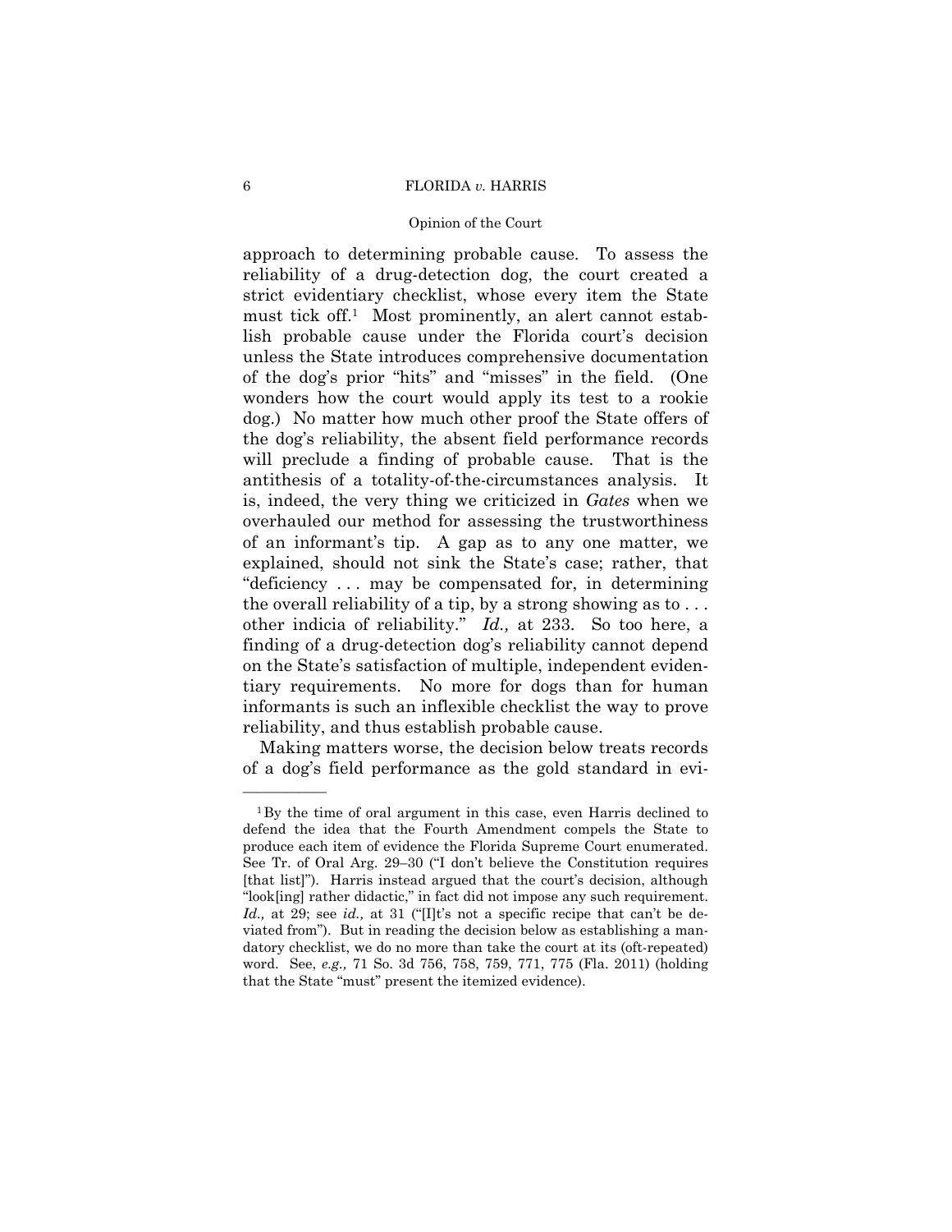approach to determining probable cause. To assess the reliability of a drug-detection dog, the court created a strict evidentiary checklist, whose every item the State must tick off.[1] Most prominently, an alert cannot establish probable cause under the Florida court's decision unless the State introduces comprehensive documentation of the dog's prior "hits" and "misses" in the field. (One wonders how the court would apply its test to a rookie dog.) No matter how much other proof the State offers of the dog's reliability, the absent field performance records will preclude a finding of probable cause. That is the antithesis of a totality-of-the-circumstances analysis. It is, indeed, the very thing we criticized in *Gates* when we overhauled our method for assessing the trustworthiness of an informant's tip. A gap as to any one matter, we explained, should not sink the State's case; rather, that "deficiency . . . may be compensated for, in determining the overall reliability of a tip, by a strong showing as to . . . other indicia of reliability." *Id.,* at 233. So too here, a finding of a drug-detection dog's reliability cannot depend on the State's satisfaction of multiple, independent evidentiary requirements. No more for dogs than for human informants is such an inflexible checklist the way to prove reliability, and thus establish probable cause.

Making matters worse, the decision below treats records of a dog's field performance as the gold standard in evi-

---

[1] By the time of oral argument in this case, even Harris declined to defend the idea that the Fourth Amendment compels the State to produce each item of evidence the Florida Supreme Court enumerated. See Tr. of Oral Arg. 29–30 ("I don't believe the Constitution requires [that list]"). Harris instead argued that the court's decision, although "look[ing] rather didactic," in fact did not impose any such requirement. *Id.,* at 29; see *id.,* at 31 ("[I]t's not a specific recipe that can't be deviated from"). But in reading the decision below as establishing a mandatory checklist, we do no more than take the court at its (oft-repeated) word. See, *e.g.,* 71 So. 3d 756, 758, 759, 771, 775 (Fla. 2011) (holding that the State "must" present the itemized evidence).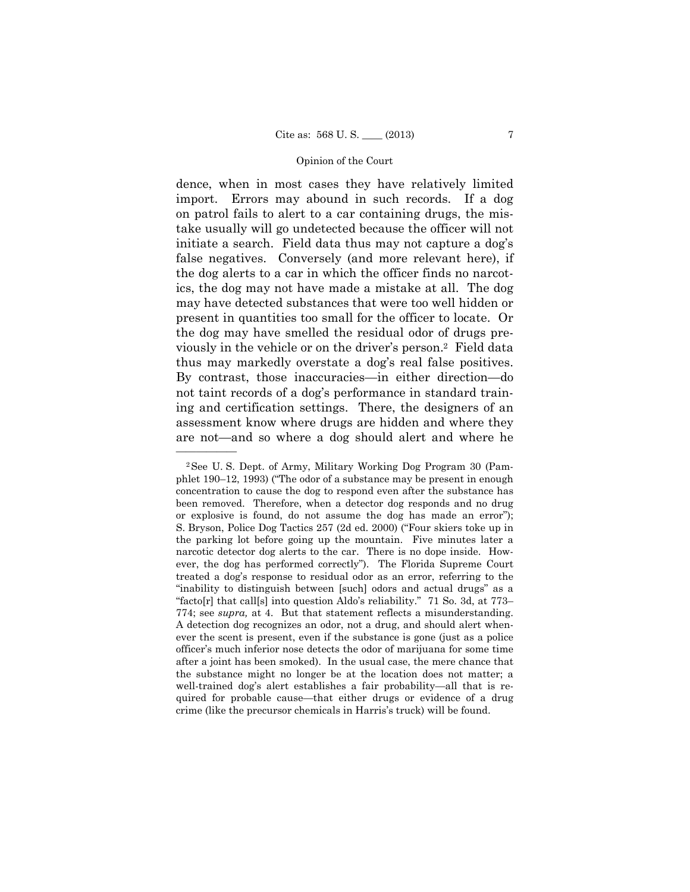dence, when in most cases they have relatively limited import. Errors may abound in such records. If a dog on patrol fails to alert to a car containing drugs, the mistake usually will go undetected because the officer will not initiate a search. Field data thus may not capture a dog's false negatives. Conversely (and more relevant here), if the dog alerts to a car in which the officer finds no narcotics, the dog may not have made a mistake at all. The dog may have detected substances that were too well hidden or present in quantities too small for the officer to locate. Or the dog may have smelled the residual odor of drugs previously in the vehicle or on the driver's person.[2] Field data thus may markedly overstate a dog's real false positives. By contrast, those inaccuracies—in either direction—do not taint records of a dog's performance in standard training and certification settings. There, the designers of an assessment know where drugs are hidden and where they are not—and so where a dog should alert and where he

---

[2] See U. S. Dept. of Army, Military Working Dog Program 30 (Pamphlet 190–12, 1993) ("The odor of a substance may be present in enough concentration to cause the dog to respond even after the substance has been removed. Therefore, when a detector dog responds and no drug or explosive is found, do not assume the dog has made an error"); S. Bryson, Police Dog Tactics 257 (2d ed. 2000) ("Four skiers toke up in the parking lot before going up the mountain. Five minutes later a narcotic detector dog alerts to the car. There is no dope inside. However, the dog has performed correctly"). The Florida Supreme Court treated a dog's response to residual odor as an error, referring to the "inability to distinguish between [such] odors and actual drugs" as a "facto[r] that call[s] into question Aldo's reliability." 71 So. 3d, at 773–774; see *supra,* at 4. But that statement reflects a misunderstanding. A detection dog recognizes an odor, not a drug, and should alert whenever the scent is present, even if the substance is gone (just as a police officer's much inferior nose detects the odor of marijuana for some time after a joint has been smoked). In the usual case, the mere chance that the substance might no longer be at the location does not matter; a well-trained dog's alert establishes a fair probability—all that is required for probable cause—that either drugs or evidence of a drug crime (like the precursor chemicals in Harris's truck) will be found.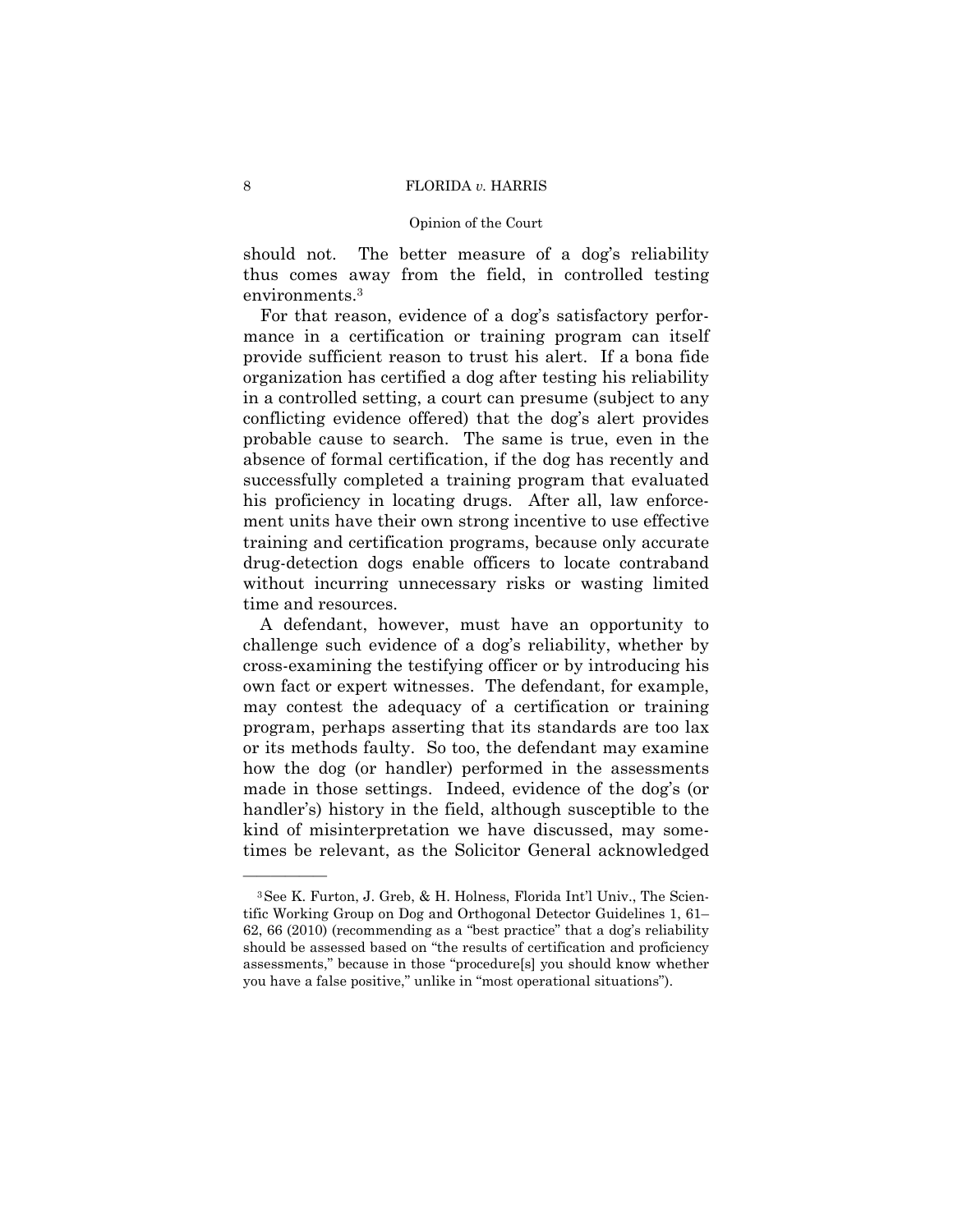should not. The better measure of a dog's reliability thus comes away from the field, in controlled testing environments.[3]

For that reason, evidence of a dog's satisfactory performance in a certification or training program can itself provide sufficient reason to trust his alert. If a bona fide organization has certified a dog after testing his reliability in a controlled setting, a court can presume (subject to any conflicting evidence offered) that the dog's alert provides probable cause to search. The same is true, even in the absence of formal certification, if the dog has recently and successfully completed a training program that evaluated his proficiency in locating drugs. After all, law enforcement units have their own strong incentive to use effective training and certification programs, because only accurate drug-detection dogs enable officers to locate contraband without incurring unnecessary risks or wasting limited time and resources.

A defendant, however, must have an opportunity to challenge such evidence of a dog's reliability, whether by cross-examining the testifying officer or by introducing his own fact or expert witnesses. The defendant, for example, may contest the adequacy of a certification or training program, perhaps asserting that its standards are too lax or its methods faulty. So too, the defendant may examine how the dog (or handler) performed in the assessments made in those settings. Indeed, evidence of the dog's (or handler's) history in the field, although susceptible to the kind of misinterpretation we have discussed, may sometimes be relevant, as the Solicitor General acknowledged

---

[3] See K. Furton, J. Greb, & H. Holness, Florida Int'l Univ., The Scientific Working Group on Dog and Orthogonal Detector Guidelines 1, 61–62, 66 (2010) (recommending as a "best practice" that a dog's reliability should be assessed based on "the results of certification and proficiency assessments," because in those "procedure[s] you should know whether you have a false positive," unlike in "most operational situations").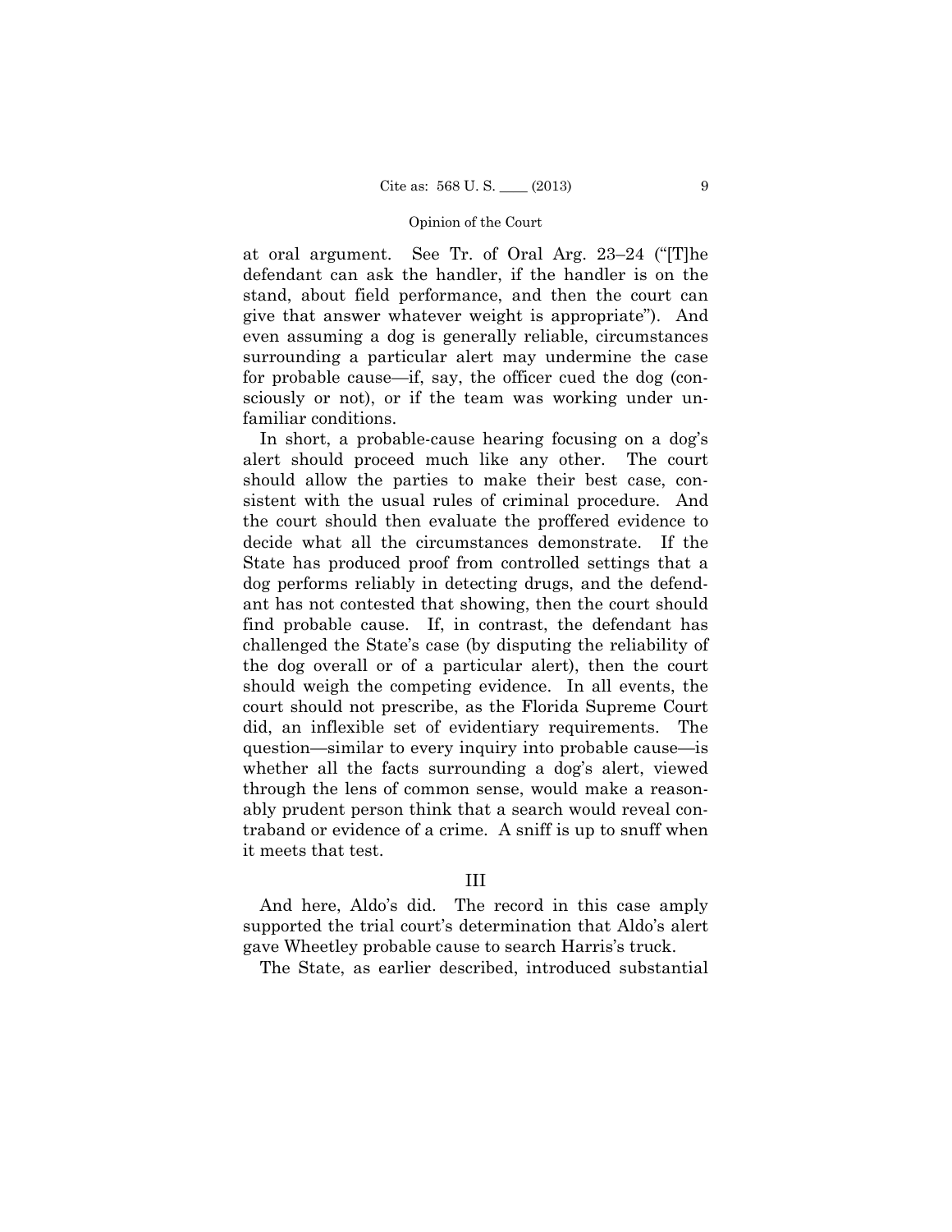at oral argument. See Tr. of Oral Arg. 23–24 ("[T]he defendant can ask the handler, if the handler is on the stand, about field performance, and then the court can give that answer whatever weight is appropriate"). And even assuming a dog is generally reliable, circumstances surrounding a particular alert may undermine the case for probable cause—if, say, the officer cued the dog (consciously or not), or if the team was working under unfamiliar conditions.

In short, a probable-cause hearing focusing on a dog's alert should proceed much like any other. The court should allow the parties to make their best case, consistent with the usual rules of criminal procedure. And the court should then evaluate the proffered evidence to decide what all the circumstances demonstrate. If the State has produced proof from controlled settings that a dog performs reliably in detecting drugs, and the defendant has not contested that showing, then the court should find probable cause. If, in contrast, the defendant has challenged the State's case (by disputing the reliability of the dog overall or of a particular alert), then the court should weigh the competing evidence. In all events, the court should not prescribe, as the Florida Supreme Court did, an inflexible set of evidentiary requirements. The question—similar to every inquiry into probable cause—is whether all the facts surrounding a dog's alert, viewed through the lens of common sense, would make a reasonably prudent person think that a search would reveal contraband or evidence of a crime. A sniff is up to snuff when it meets that test.

## III

And here, Aldo's did. The record in this case amply supported the trial court's determination that Aldo's alert gave Wheetley probable cause to search Harris's truck.

The State, as earlier described, introduced substantial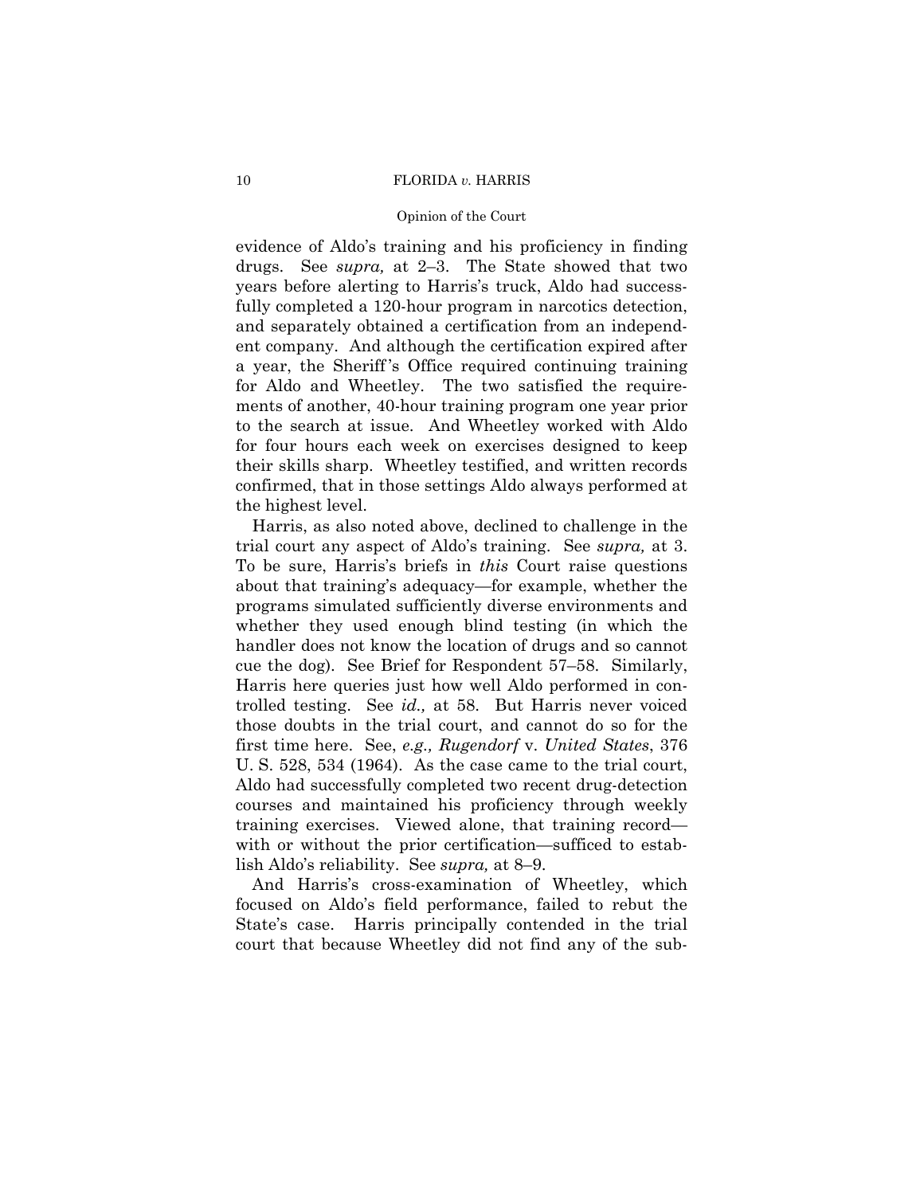evidence of Aldo's training and his proficiency in finding drugs. See *supra,* at 2–3. The State showed that two years before alerting to Harris's truck, Aldo had successfully completed a 120-hour program in narcotics detection, and separately obtained a certification from an independent company. And although the certification expired after a year, the Sheriff's Office required continuing training for Aldo and Wheetley. The two satisfied the requirements of another, 40-hour training program one year prior to the search at issue. And Wheetley worked with Aldo for four hours each week on exercises designed to keep their skills sharp. Wheetley testified, and written records confirmed, that in those settings Aldo always performed at the highest level.

Harris, as also noted above, declined to challenge in the trial court any aspect of Aldo's training. See *supra,* at 3. To be sure, Harris's briefs in *this* Court raise questions about that training's adequacy—for example, whether the programs simulated sufficiently diverse environments and whether they used enough blind testing (in which the handler does not know the location of drugs and so cannot cue the dog). See Brief for Respondent 57–58. Similarly, Harris here queries just how well Aldo performed in controlled testing. See *id.,* at 58. But Harris never voiced those doubts in the trial court, and cannot do so for the first time here. See, *e.g., Rugendorf* v. *United States*, 376 U. S. 528, 534 (1964). As the case came to the trial court, Aldo had successfully completed two recent drug-detection courses and maintained his proficiency through weekly training exercises. Viewed alone, that training record—with or without the prior certification—sufficed to establish Aldo's reliability. See *supra,* at 8–9.

And Harris's cross-examination of Wheetley, which focused on Aldo's field performance, failed to rebut the State's case. Harris principally contended in the trial court that because Wheetley did not find any of the sub-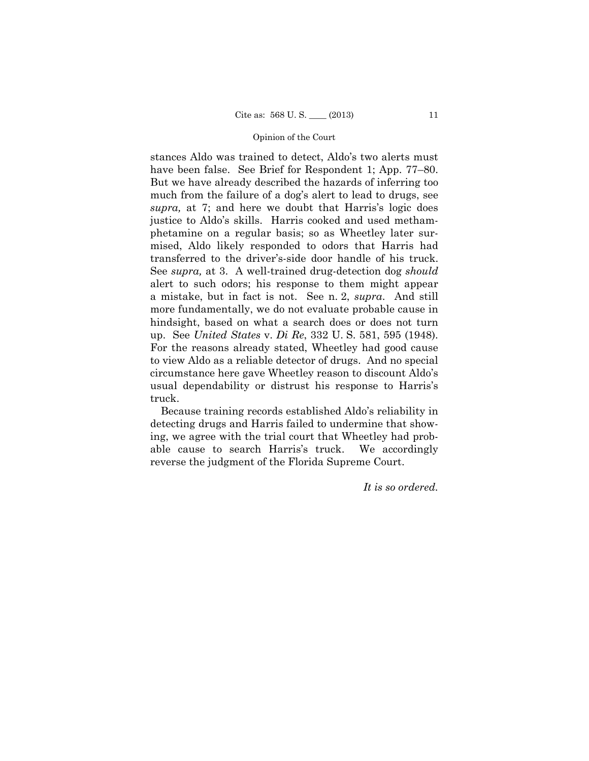stances Aldo was trained to detect, Aldo's two alerts must have been false. See Brief for Respondent 1; App. 77–80. But we have already described the hazards of inferring too much from the failure of a dog's alert to lead to drugs, see *supra,* at 7; and here we doubt that Harris's logic does justice to Aldo's skills. Harris cooked and used methamphetamine on a regular basis; so as Wheetley later surmised, Aldo likely responded to odors that Harris had transferred to the driver's-side door handle of his truck. See *supra,* at 3. A well-trained drug-detection dog *should* alert to such odors; his response to them might appear a mistake, but in fact is not. See n. 2, *supra*. And still more fundamentally, we do not evaluate probable cause in hindsight, based on what a search does or does not turn up. See *United States* v. *Di Re*, 332 U. S. 581, 595 (1948). For the reasons already stated, Wheetley had good cause to view Aldo as a reliable detector of drugs. And no special circumstance here gave Wheetley reason to discount Aldo's usual dependability or distrust his response to Harris's truck.

Because training records established Aldo's reliability in detecting drugs and Harris failed to undermine that showing, we agree with the trial court that Wheetley had probable cause to search Harris's truck. We accordingly reverse the judgment of the Florida Supreme Court.

*It is so ordered.*